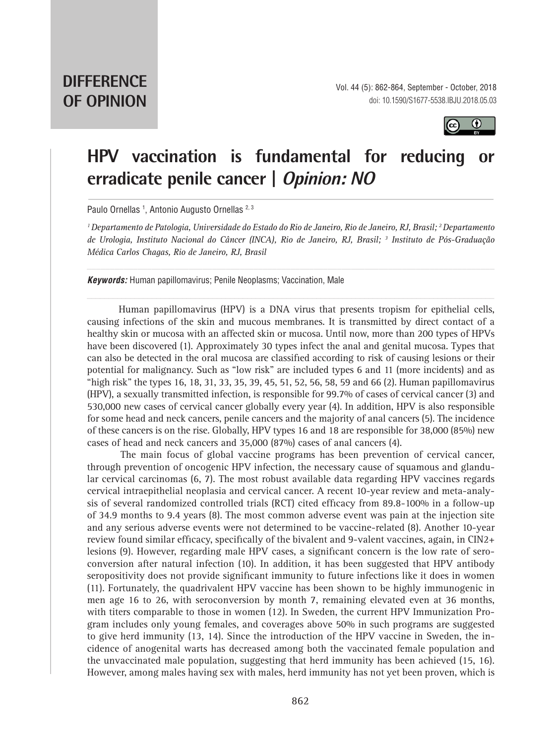**DIFFERENCE OF OPINION**

doi: 10.1590/S1677-5538.IBJU.2018.05.03

# HPV vaccination is fundamental for reducing or erradicate penile cancer | *Opinion: NO*

Paulo Ornellas [1], Antonio Augusto Ornellas [2, 3]

*[1] Departamento de Patologia, Universidade do Estado do Rio de Janeiro, Rio de Janeiro, RJ, Brasil; [2] Departamento de Urologia, Instituto Nacional do Câncer (INCA), Rio de Janeiro, RJ, Brasil; [3] Instituto de Pós-Graduação Médica Carlos Chagas, Rio de Janeiro, RJ, Brasil*

***Keywords:*** Human papillomavirus; Penile Neoplasms; Vaccination, Male

Human papillomavirus (HPV) is a DNA virus that presents tropism for epithelial cells, causing infections of the skin and mucous membranes. It is transmitted by direct contact of a healthy skin or mucosa with an affected skin or mucosa. Until now, more than 200 types of HPVs have been discovered (1). Approximately 30 types infect the anal and genital mucosa. Types that can also be detected in the oral mucosa are classified according to risk of causing lesions or their potential for malignancy. Such as "low risk" are included types 6 and 11 (more incidents) and as "high risk" the types 16, 18, 31, 33, 35, 39, 45, 51, 52, 56, 58, 59 and 66 (2). Human papillomavirus (HPV), a sexually transmitted infection, is responsible for 99.7% of cases of cervical cancer (3) and 530,000 new cases of cervical cancer globally every year (4). In addition, HPV is also responsible for some head and neck cancers, penile cancers and the majority of anal cancers (5). The incidence of these cancers is on the rise. Globally, HPV types 16 and 18 are responsible for 38,000 (85%) new cases of head and neck cancers and 35,000 (87%) cases of anal cancers (4).

The main focus of global vaccine programs has been prevention of cervical cancer, through prevention of oncogenic HPV infection, the necessary cause of squamous and glandular cervical carcinomas (6, 7). The most robust available data regarding HPV vaccines regards cervical intraepithelial neoplasia and cervical cancer. A recent 10-year review and meta-analysis of several randomized controlled trials (RCT) cited efficacy from 89.8-100% in a follow-up of 34.9 months to 9.4 years (8). The most common adverse event was pain at the injection site and any serious adverse events were not determined to be vaccine-related (8). Another 10-year review found similar efficacy, specifically of the bivalent and 9-valent vaccines, again, in CIN2+ lesions (9). However, regarding male HPV cases, a significant concern is the low rate of seroconversion after natural infection (10). In addition, it has been suggested that HPV antibody seropositivity does not provide significant immunity to future infections like it does in women (11). Fortunately, the quadrivalent HPV vaccine has been shown to be highly immunogenic in men age 16 to 26, with seroconversion by month 7, remaining elevated even at 36 months, with titers comparable to those in women (12). In Sweden, the current HPV Immunization Program includes only young females, and coverages above 50% in such programs are suggested to give herd immunity (13, 14). Since the introduction of the HPV vaccine in Sweden, the incidence of anogenital warts has decreased among both the vaccinated female population and the unvaccinated male population, suggesting that herd immunity has been achieved (15, 16). However, among males having sex with males, herd immunity has not yet been proven, which is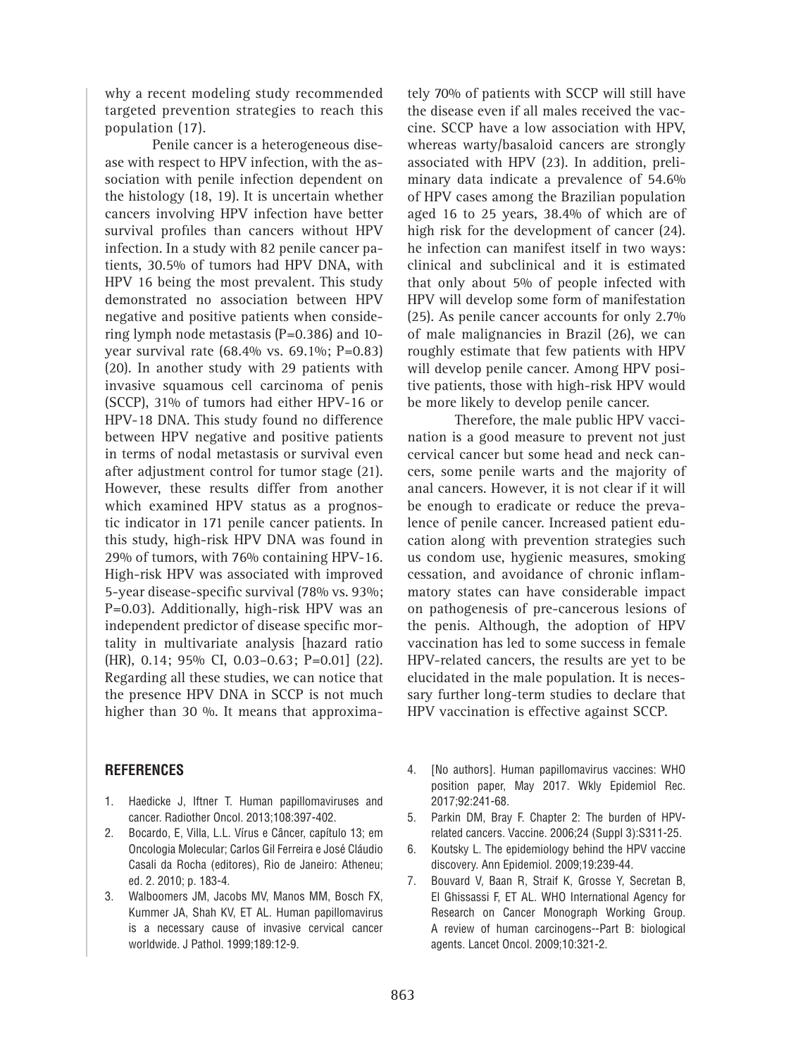why a recent modeling study recommended targeted prevention strategies to reach this population (17).

Penile cancer is a heterogeneous disease with respect to HPV infection, with the association with penile infection dependent on the histology (18, 19). It is uncertain whether cancers involving HPV infection have better survival profiles than cancers without HPV infection. In a study with 82 penile cancer patients, 30.5% of tumors had HPV DNA, with HPV 16 being the most prevalent. This study demonstrated no association between HPV negative and positive patients when considering lymph node metastasis (P=0.386) and 10-year survival rate (68.4% vs. 69.1%; P=0.83) (20). In another study with 29 patients with invasive squamous cell carcinoma of penis (SCCP), 31% of tumors had either HPV-16 or HPV-18 DNA. This study found no difference between HPV negative and positive patients in terms of nodal metastasis or survival even after adjustment control for tumor stage (21). However, these results differ from another which examined HPV status as a prognostic indicator in 171 penile cancer patients. In this study, high-risk HPV DNA was found in 29% of tumors, with 76% containing HPV-16. High-risk HPV was associated with improved 5-year disease-specific survival (78% vs. 93%; P=0.03). Additionally, high-risk HPV was an independent predictor of disease specific mortality in multivariate analysis [hazard ratio (HR), 0.14; 95% CI, 0.03–0.63; P=0.01] (22). Regarding all these studies, we can notice that the presence HPV DNA in SCCP is not much higher than 30 %. It means that approximately 70% of patients with SCCP will still have the disease even if all males received the vaccine. SCCP have a low association with HPV, whereas warty/basaloid cancers are strongly associated with HPV (23). In addition, preliminary data indicate a prevalence of 54.6% of HPV cases among the Brazilian population aged 16 to 25 years, 38.4% of which are of high risk for the development of cancer (24). he infection can manifest itself in two ways: clinical and subclinical and it is estimated that only about 5% of people infected with HPV will develop some form of manifestation (25). As penile cancer accounts for only 2.7% of male malignancies in Brazil (26), we can roughly estimate that few patients with HPV will develop penile cancer. Among HPV positive patients, those with high-risk HPV would be more likely to develop penile cancer.

Therefore, the male public HPV vaccination is a good measure to prevent not just cervical cancer but some head and neck cancers, some penile warts and the majority of anal cancers. However, it is not clear if it will be enough to eradicate or reduce the prevalence of penile cancer. Increased patient education along with prevention strategies such us condom use, hygienic measures, smoking cessation, and avoidance of chronic inflammatory states can have considerable impact on pathogenesis of pre-cancerous lesions of the penis. Although, the adoption of HPV vaccination has led to some success in female HPV-related cancers, the results are yet to be elucidated in the male population. It is necessary further long-term studies to declare that HPV vaccination is effective against SCCP.

## REFERENCES

1. Haedicke J, Iftner T. Human papillomaviruses and cancer. Radiother Oncol. 2013;108:397-402.
2. Bocardo, E, Villa, L.L. Vírus e Câncer, capítulo 13; em Oncologia Molecular; Carlos Gil Ferreira e José Cláudio Casali da Rocha (editores), Rio de Janeiro: Atheneu; ed. 2. 2010; p. 183-4.
3. Walboomers JM, Jacobs MV, Manos MM, Bosch FX, Kummer JA, Shah KV, ET AL. Human papillomavirus is a necessary cause of invasive cervical cancer worldwide. J Pathol. 1999;189:12-9.
4. [No authors]. Human papillomavirus vaccines: WHO position paper, May 2017. Wkly Epidemiol Rec. 2017;92:241-68.
5. Parkin DM, Bray F. Chapter 2: The burden of HPV-related cancers. Vaccine. 2006;24 (Suppl 3):S311-25.
6. Koutsky L. The epidemiology behind the HPV vaccine discovery. Ann Epidemiol. 2009;19:239-44.
7. Bouvard V, Baan R, Straif K, Grosse Y, Secretan B, El Ghissassi F, ET AL. WHO International Agency for Research on Cancer Monograph Working Group. A review of human carcinogens--Part B: biological agents. Lancet Oncol. 2009;10:321-2.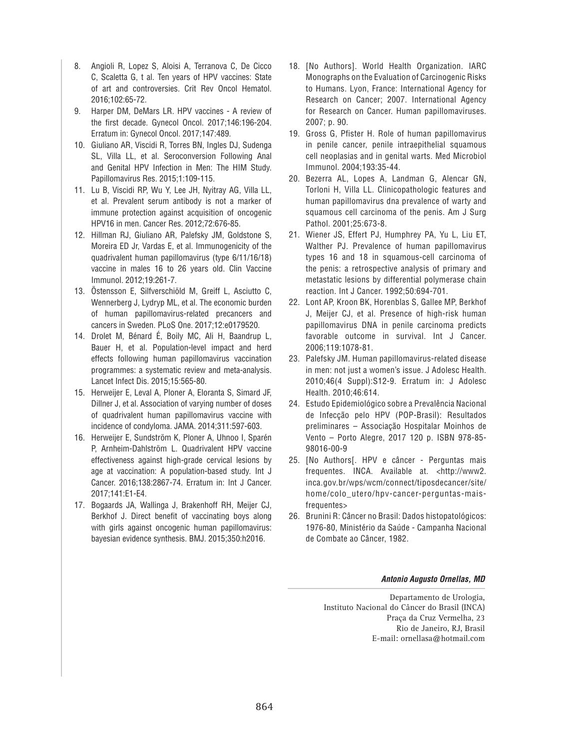8. Angioli R, Lopez S, Aloisi A, Terranova C, De Cicco C, Scaletta G, t al. Ten years of HPV vaccines: State of art and controversies. Crit Rev Oncol Hematol. 2016;102:65-72.
9. Harper DM, DeMars LR. HPV vaccines - A review of the first decade. Gynecol Oncol. 2017;146:196-204. Erratum in: Gynecol Oncol. 2017;147:489.
10. Giuliano AR, Viscidi R, Torres BN, Ingles DJ, Sudenga SL, Villa LL, et al. Seroconversion Following Anal and Genital HPV Infection in Men: The HIM Study. Papillomavirus Res. 2015;1:109-115.
11. Lu B, Viscidi RP, Wu Y, Lee JH, Nyitray AG, Villa LL, et al. Prevalent serum antibody is not a marker of immune protection against acquisition of oncogenic HPV16 in men. Cancer Res. 2012;72:676-85.
12. Hillman RJ, Giuliano AR, Palefsky JM, Goldstone S, Moreira ED Jr, Vardas E, et al. Immunogenicity of the quadrivalent human papillomavirus (type 6/11/16/18) vaccine in males 16 to 26 years old. Clin Vaccine Immunol. 2012;19:261-7.
13. Östensson E, Silfverschiöld M, Greiff L, Asciutto C, Wennerberg J, Lydryp ML, et al. The economic burden of human papillomavirus-related precancers and cancers in Sweden. PLoS One. 2017;12:e0179520.
14. Drolet M, Bénard É, Boily MC, Ali H, Baandrup L, Bauer H, et al. Population-level impact and herd effects following human papillomavirus vaccination programmes: a systematic review and meta-analysis. Lancet Infect Dis. 2015;15:565-80.
15. Herweijer E, Leval A, Ploner A, Eloranta S, Simard JF, Dillner J, et al. Association of varying number of doses of quadrivalent human papillomavirus vaccine with incidence of condyloma. JAMA. 2014;311:597-603.
16. Herweijer E, Sundström K, Ploner A, Uhnoo I, Sparén P, Arnheim-Dahlström L. Quadrivalent HPV vaccine effectiveness against high-grade cervical lesions by age at vaccination: A population-based study. Int J Cancer. 2016;138:2867-74. Erratum in: Int J Cancer. 2017;141:E1-E4.
17. Bogaards JA, Wallinga J, Brakenhoff RH, Meijer CJ, Berkhof J. Direct benefit of vaccinating boys along with girls against oncogenic human papillomavirus: bayesian evidence synthesis. BMJ. 2015;350:h2016.
18. [No Authors]. World Health Organization. IARC Monographs on the Evaluation of Carcinogenic Risks to Humans. Lyon, France: International Agency for Research on Cancer; 2007. International Agency for Research on Cancer. Human papillomaviruses. 2007; p. 90.
19. Gross G, Pfister H. Role of human papillomavirus in penile cancer, penile intraepithelial squamous cell neoplasias and in genital warts. Med Microbiol Immunol. 2004;193:35-44.
20. Bezerra AL, Lopes A, Landman G, Alencar GN, Torloni H, Villa LL. Clinicopathologic features and human papillomavirus dna prevalence of warty and squamous cell carcinoma of the penis. Am J Surg Pathol. 2001;25:673-8.
21. Wiener JS, Effert PJ, Humphrey PA, Yu L, Liu ET, Walther PJ. Prevalence of human papillomavirus types 16 and 18 in squamous-cell carcinoma of the penis: a retrospective analysis of primary and metastatic lesions by differential polymerase chain reaction. Int J Cancer. 1992;50:694-701.
22. Lont AP, Kroon BK, Horenblas S, Gallee MP, Berkhof J, Meijer CJ, et al. Presence of high-risk human papillomavirus DNA in penile carcinoma predicts favorable outcome in survival. Int J Cancer. 2006;119:1078-81.
23. Palefsky JM. Human papillomavirus-related disease in men: not just a women's issue. J Adolesc Health. 2010;46(4 Suppl):S12-9. Erratum in: J Adolesc Health. 2010;46:614.
24. Estudo Epidemiológico sobre a Prevalência Nacional de Infecção pelo HPV (POP-Brasil): Resultados preliminares – Associação Hospitalar Moinhos de Vento – Porto Alegre, 2017 120 p. ISBN 978-85-98016-00-9
25. [No Authors[. HPV e câncer - Perguntas mais frequentes. INCA. Available at. <http://www2.inca.gov.br/wps/wcm/connect/tiposdecancer/site/home/colo_utero/hpv-cancer-perguntas-mais-frequentes>
26. Brunini R: Câncer no Brasil: Dados histopatológicos: 1976-80, Ministério da Saúde - Campanha Nacional de Combate ao Câncer, 1982.

***Antonio Augusto Ornellas, MD***

Departamento de Urologia,
Instituto Nacional do Câncer do Brasil (INCA)
Praça da Cruz Vermelha, 23
Rio de Janeiro, RJ, Brasil
E-mail: ornellasa@hotmail.com